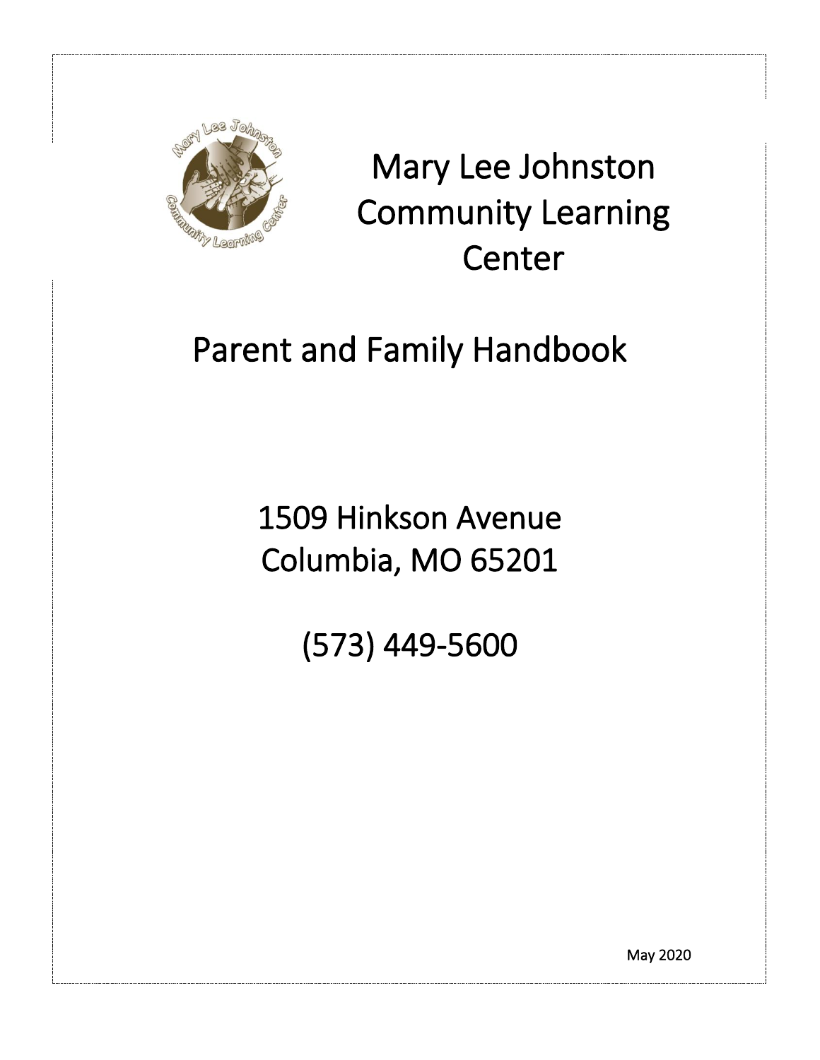# Mary Lee Johnston Community Learning Center

# Parent and Family Handbook

1509 Hinkson Avenue
Columbia, MO 65201

(573) 449-5600

May 2020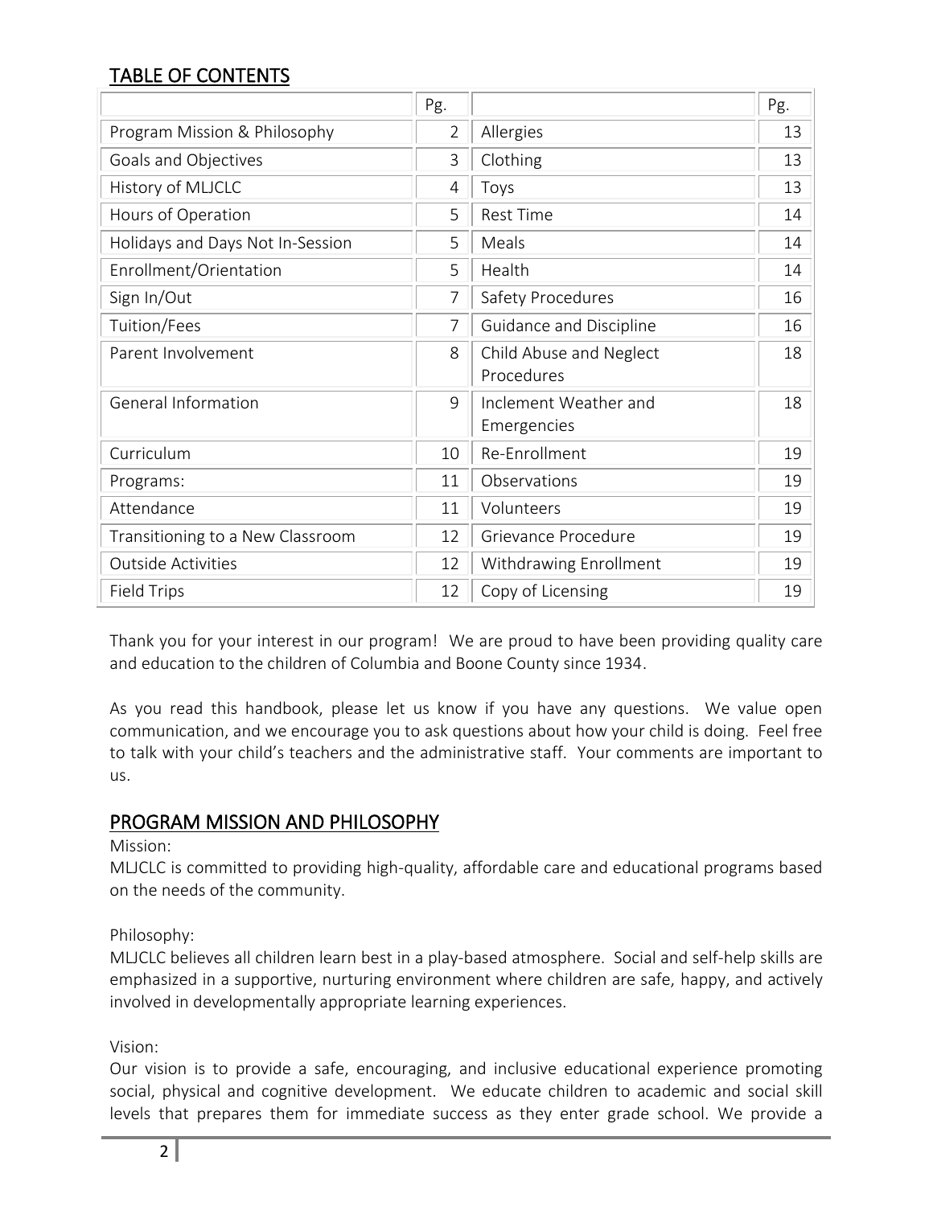## TABLE OF CONTENTS

| | Pg. | | Pg. |
|---|---|---|---|
| Program Mission & Philosophy | 2 | Allergies | 13 |
| Goals and Objectives | 3 | Clothing | 13 |
| History of MLJCLC | 4 | Toys | 13 |
| Hours of Operation | 5 | Rest Time | 14 |
| Holidays and Days Not In-Session | 5 | Meals | 14 |
| Enrollment/Orientation | 5 | Health | 14 |
| Sign In/Out | 7 | Safety Procedures | 16 |
| Tuition/Fees | 7 | Guidance and Discipline | 16 |
| Parent Involvement | 8 | Child Abuse and Neglect Procedures | 18 |
| General Information | 9 | Inclement Weather and Emergencies | 18 |
| Curriculum | 10 | Re-Enrollment | 19 |
| Programs: | 11 | Observations | 19 |
| Attendance | 11 | Volunteers | 19 |
| Transitioning to a New Classroom | 12 | Grievance Procedure | 19 |
| Outside Activities | 12 | Withdrawing Enrollment | 19 |
| Field Trips | 12 | Copy of Licensing | 19 |

Thank you for your interest in our program! We are proud to have been providing quality care and education to the children of Columbia and Boone County since 1934.

As you read this handbook, please let us know if you have any questions. We value open communication, and we encourage you to ask questions about how your child is doing. Feel free to talk with your child's teachers and the administrative staff. Your comments are important to us.

## PROGRAM MISSION AND PHILOSOPHY

Mission:

MLJCLC is committed to providing high-quality, affordable care and educational programs based on the needs of the community.

Philosophy:

MLJCLC believes all children learn best in a play-based atmosphere. Social and self-help skills are emphasized in a supportive, nurturing environment where children are safe, happy, and actively involved in developmentally appropriate learning experiences.

Vision:

Our vision is to provide a safe, encouraging, and inclusive educational experience promoting social, physical and cognitive development. We educate children to academic and social skill levels that prepares them for immediate success as they enter grade school. We provide a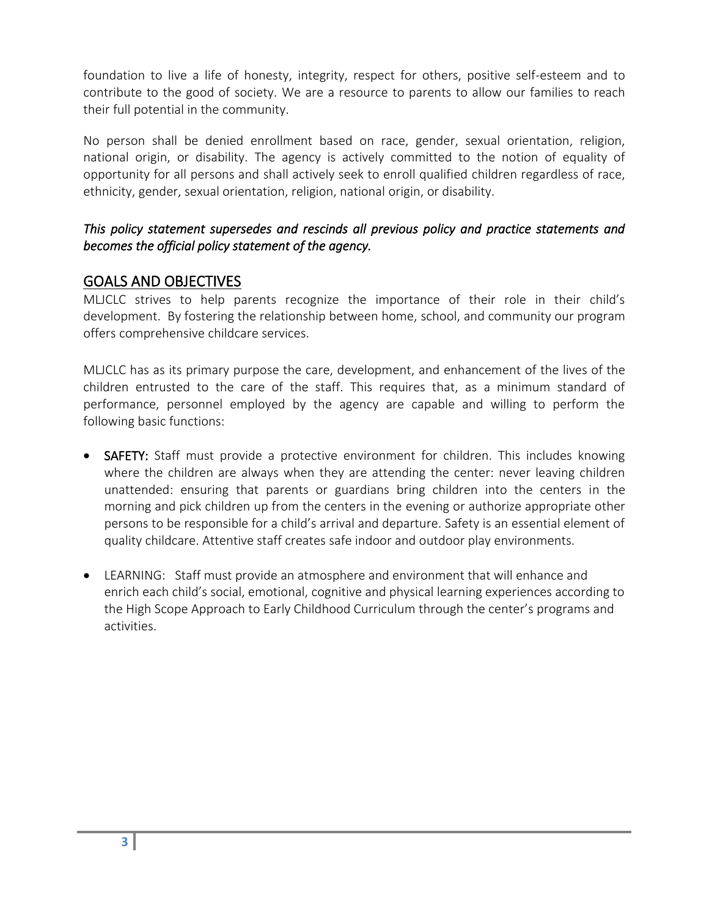foundation to live a life of honesty, integrity, respect for others, positive self-esteem and to contribute to the good of society. We are a resource to parents to allow our families to reach their full potential in the community.

No person shall be denied enrollment based on race, gender, sexual orientation, religion, national origin, or disability. The agency is actively committed to the notion of equality of opportunity for all persons and shall actively seek to enroll qualified children regardless of race, ethnicity, gender, sexual orientation, religion, national origin, or disability.

*This policy statement supersedes and rescinds all previous policy and practice statements and becomes the official policy statement of the agency.*

## GOALS AND OBJECTIVES

MLJCLC strives to help parents recognize the importance of their role in their child's development. By fostering the relationship between home, school, and community our program offers comprehensive childcare services.

MLJCLC has as its primary purpose the care, development, and enhancement of the lives of the children entrusted to the care of the staff. This requires that, as a minimum standard of performance, personnel employed by the agency are capable and willing to perform the following basic functions:

- **SAFETY:** Staff must provide a protective environment for children. This includes knowing where the children are always when they are attending the center: never leaving children unattended: ensuring that parents or guardians bring children into the centers in the morning and pick children up from the centers in the evening or authorize appropriate other persons to be responsible for a child's arrival and departure. Safety is an essential element of quality childcare. Attentive staff creates safe indoor and outdoor play environments.

- LEARNING: Staff must provide an atmosphere and environment that will enhance and enrich each child's social, emotional, cognitive and physical learning experiences according to the High Scope Approach to Early Childhood Curriculum through the center's programs and activities.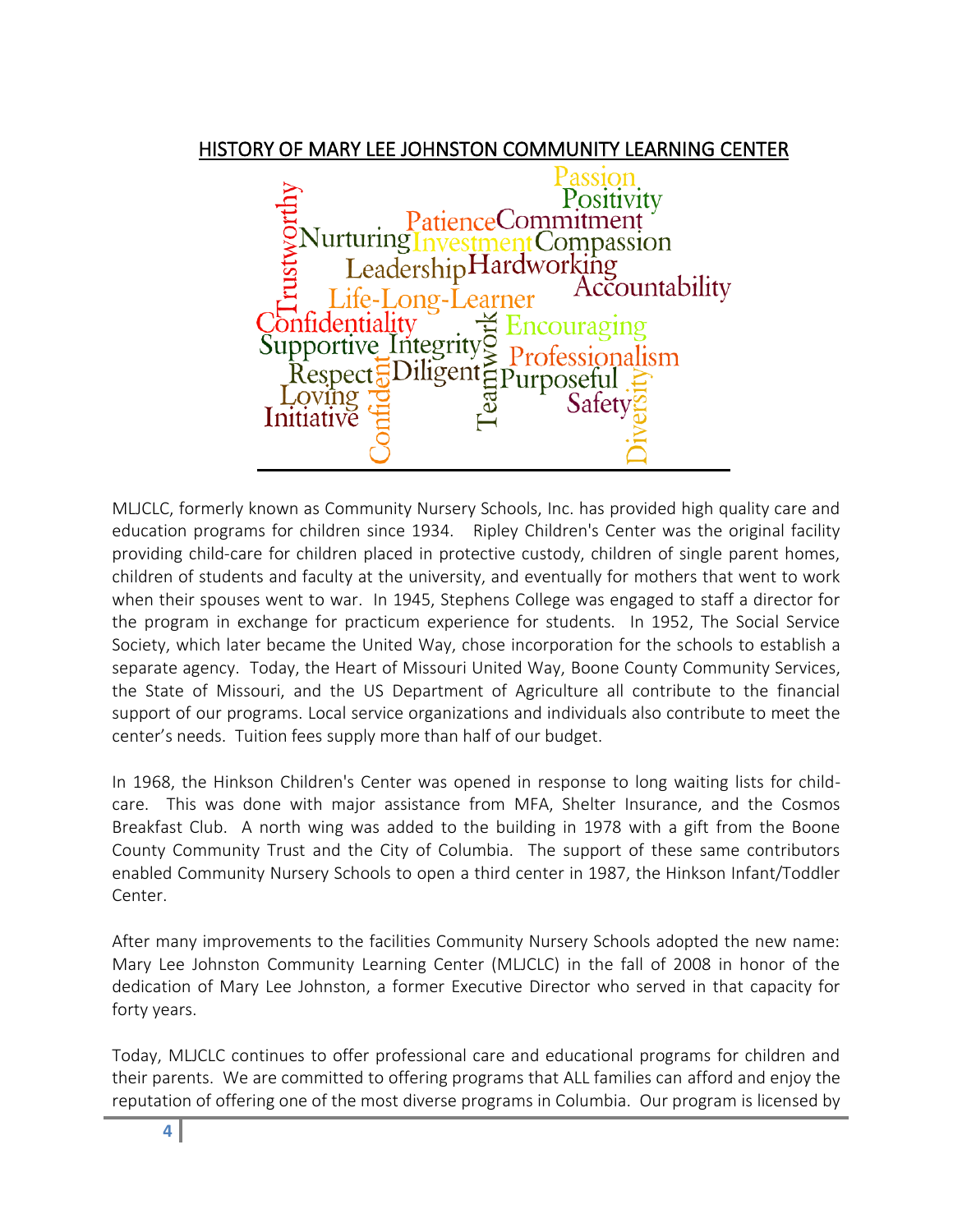## HISTORY OF MARY LEE JOHNSTON COMMUNITY LEARNING CENTER

MLJCLC, formerly known as Community Nursery Schools, Inc. has provided high quality care and education programs for children since 1934. Ripley Children's Center was the original facility providing child-care for children placed in protective custody, children of single parent homes, children of students and faculty at the university, and eventually for mothers that went to work when their spouses went to war. In 1945, Stephens College was engaged to staff a director for the program in exchange for practicum experience for students. In 1952, The Social Service Society, which later became the United Way, chose incorporation for the schools to establish a separate agency. Today, the Heart of Missouri United Way, Boone County Community Services, the State of Missouri, and the US Department of Agriculture all contribute to the financial support of our programs. Local service organizations and individuals also contribute to meet the center's needs. Tuition fees supply more than half of our budget.

In 1968, the Hinkson Children's Center was opened in response to long waiting lists for child-care. This was done with major assistance from MFA, Shelter Insurance, and the Cosmos Breakfast Club. A north wing was added to the building in 1978 with a gift from the Boone County Community Trust and the City of Columbia. The support of these same contributors enabled Community Nursery Schools to open a third center in 1987, the Hinkson Infant/Toddler Center.

After many improvements to the facilities Community Nursery Schools adopted the new name: Mary Lee Johnston Community Learning Center (MLJCLC) in the fall of 2008 in honor of the dedication of Mary Lee Johnston, a former Executive Director who served in that capacity for forty years.

Today, MLJCLC continues to offer professional care and educational programs for children and their parents. We are committed to offering programs that ALL families can afford and enjoy the reputation of offering one of the most diverse programs in Columbia. Our program is licensed by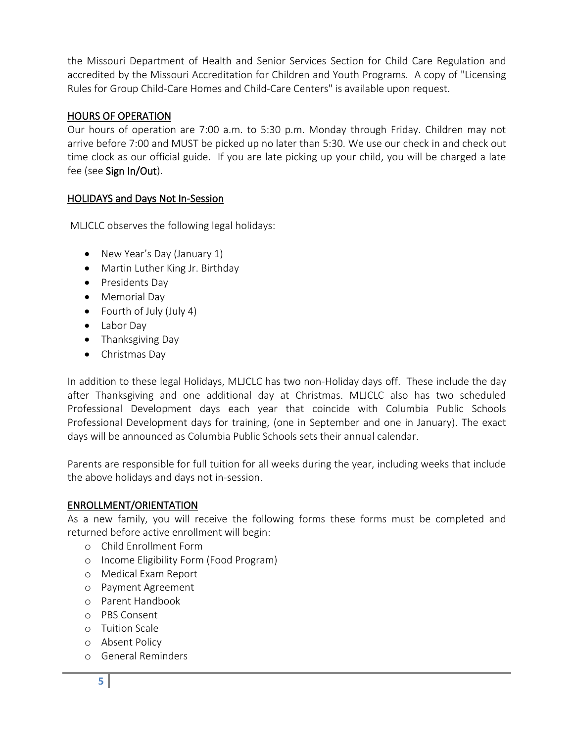the Missouri Department of Health and Senior Services Section for Child Care Regulation and accredited by the Missouri Accreditation for Children and Youth Programs. A copy of "Licensing Rules for Group Child-Care Homes and Child-Care Centers" is available upon request.

## HOURS OF OPERATION

Our hours of operation are 7:00 a.m. to 5:30 p.m. Monday through Friday. Children may not arrive before 7:00 and MUST be picked up no later than 5:30. We use our check in and check out time clock as our official guide. If you are late picking up your child, you will be charged a late fee (see **Sign In/Out**).

## HOLIDAYS and Days Not In-Session

MLJCLC observes the following legal holidays:

- New Year's Day (January 1)
- Martin Luther King Jr. Birthday
- Presidents Day
- Memorial Day
- Fourth of July (July 4)
- Labor Day
- Thanksgiving Day
- Christmas Day

In addition to these legal Holidays, MLJCLC has two non-Holiday days off. These include the day after Thanksgiving and one additional day at Christmas. MLJCLC also has two scheduled Professional Development days each year that coincide with Columbia Public Schools Professional Development days for training, (one in September and one in January). The exact days will be announced as Columbia Public Schools sets their annual calendar.

Parents are responsible for full tuition for all weeks during the year, including weeks that include the above holidays and days not in-session.

## ENROLLMENT/ORIENTATION

As a new family, you will receive the following forms these forms must be completed and returned before active enrollment will begin:

- Child Enrollment Form
- Income Eligibility Form (Food Program)
- Medical Exam Report
- Payment Agreement
- Parent Handbook
- PBS Consent
- Tuition Scale
- Absent Policy
- General Reminders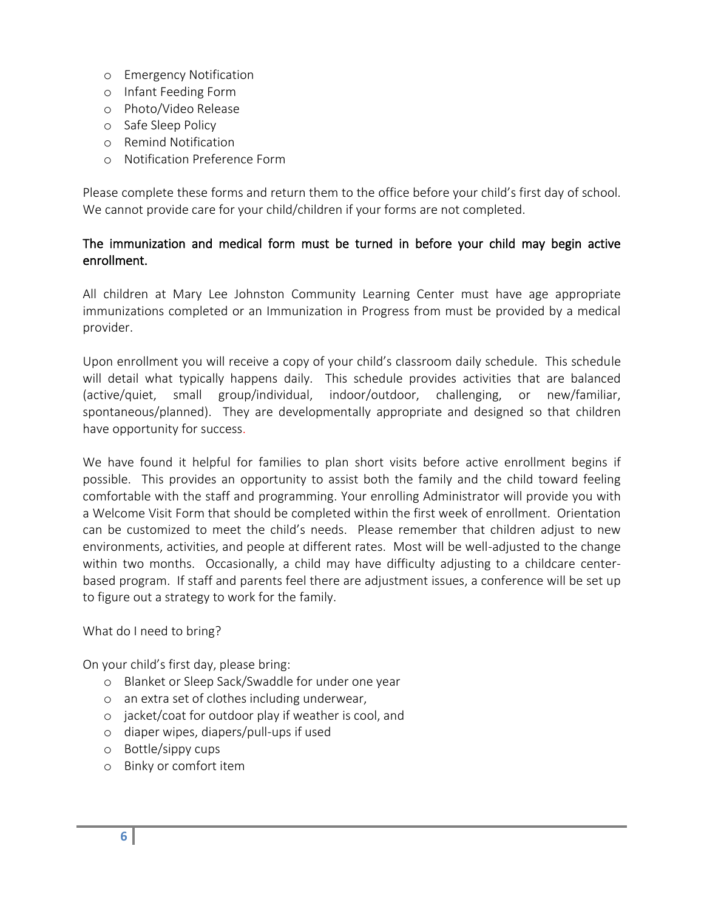- Emergency Notification
- Infant Feeding Form
- Photo/Video Release
- Safe Sleep Policy
- Remind Notification
- Notification Preference Form

Please complete these forms and return them to the office before your child's first day of school. We cannot provide care for your child/children if your forms are not completed.

The immunization and medical form must be turned in before your child may begin active enrollment.

All children at Mary Lee Johnston Community Learning Center must have age appropriate immunizations completed or an Immunization in Progress from must be provided by a medical provider.

Upon enrollment you will receive a copy of your child's classroom daily schedule. This schedule will detail what typically happens daily. This schedule provides activities that are balanced (active/quiet, small group/individual, indoor/outdoor, challenging, or new/familiar, spontaneous/planned). They are developmentally appropriate and designed so that children have opportunity for success.

We have found it helpful for families to plan short visits before active enrollment begins if possible. This provides an opportunity to assist both the family and the child toward feeling comfortable with the staff and programming. Your enrolling Administrator will provide you with a Welcome Visit Form that should be completed within the first week of enrollment. Orientation can be customized to meet the child's needs. Please remember that children adjust to new environments, activities, and people at different rates. Most will be well-adjusted to the change within two months. Occasionally, a child may have difficulty adjusting to a childcare center-based program. If staff and parents feel there are adjustment issues, a conference will be set up to figure out a strategy to work for the family.

What do I need to bring?

On your child's first day, please bring:

- Blanket or Sleep Sack/Swaddle for under one year
- an extra set of clothes including underwear,
- jacket/coat for outdoor play if weather is cool, and
- diaper wipes, diapers/pull-ups if used
- Bottle/sippy cups
- Binky or comfort item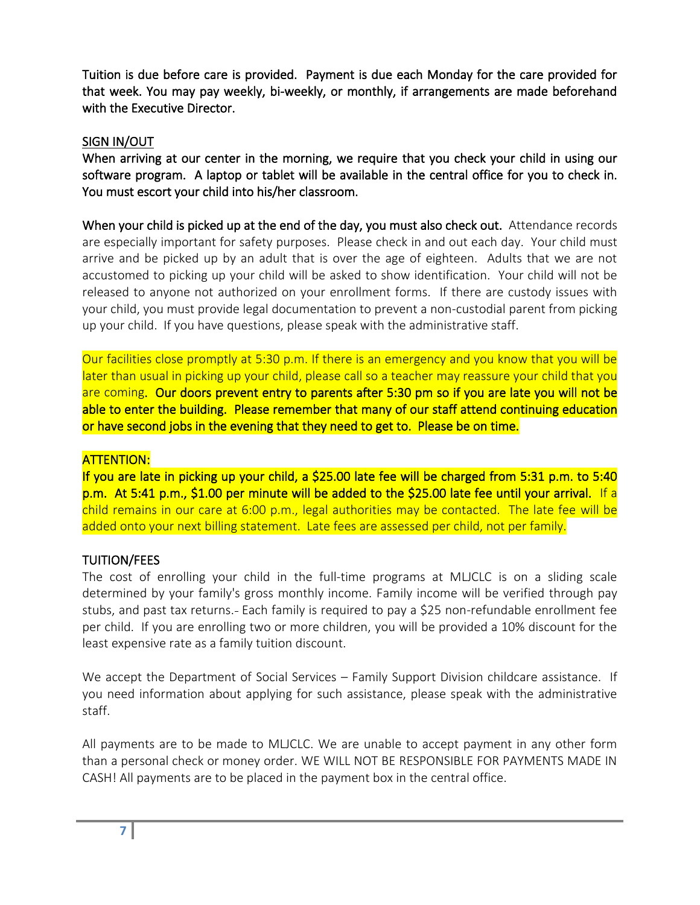**Tuition is due before care is provided. Payment is due each Monday for the care provided for that week. You may pay weekly, bi-weekly, or monthly, if arrangements are made beforehand with the Executive Director.**

## SIGN IN/OUT

**When arriving at our center in the morning, we require that you check your child in using our software program. A laptop or tablet will be available in the central office for you to check in. You must escort your child into his/her classroom.**

**When your child is picked up at the end of the day, you must also check out.** Attendance records are especially important for safety purposes. Please check in and out each day. Your child must arrive and be picked up by an adult that is over the age of eighteen. Adults that we are not accustomed to picking up your child will be asked to show identification. Your child will not be released to anyone not authorized on your enrollment forms. If there are custody issues with your child, you must provide legal documentation to prevent a non-custodial parent from picking up your child. If you have questions, please speak with the administrative staff.

Our facilities close promptly at 5:30 p.m. If there is an emergency and you know that you will be later than usual in picking up your child, please call so a teacher may reassure your child that you are coming. **Our doors prevent entry to parents after 5:30 pm so if you are late you will not be able to enter the building. Please remember that many of our staff attend continuing education or have second jobs in the evening that they need to get to. Please be on time.**

**ATTENTION:**

**If you are late in picking up your child, a $25.00 late fee will be charged from 5:31 p.m. to 5:40 p.m. At 5:41 p.m., $1.00 per minute will be added to the $25.00 late fee until your arrival.** If a child remains in our care at 6:00 p.m., legal authorities may be contacted. The late fee will be added onto your next billing statement. Late fees are assessed per child, not per family.

## TUITION/FEES

The cost of enrolling your child in the full-time programs at MLJCLC is on a sliding scale determined by your family's gross monthly income. Family income will be verified through pay stubs, and past tax returns. Each family is required to pay a $25 non-refundable enrollment fee per child. If you are enrolling two or more children, you will be provided a 10% discount for the least expensive rate as a family tuition discount.

We accept the Department of Social Services – Family Support Division childcare assistance. If you need information about applying for such assistance, please speak with the administrative staff.

All payments are to be made to MLJCLC. We are unable to accept payment in any other form than a personal check or money order. WE WILL NOT BE RESPONSIBLE FOR PAYMENTS MADE IN CASH! All payments are to be placed in the payment box in the central office.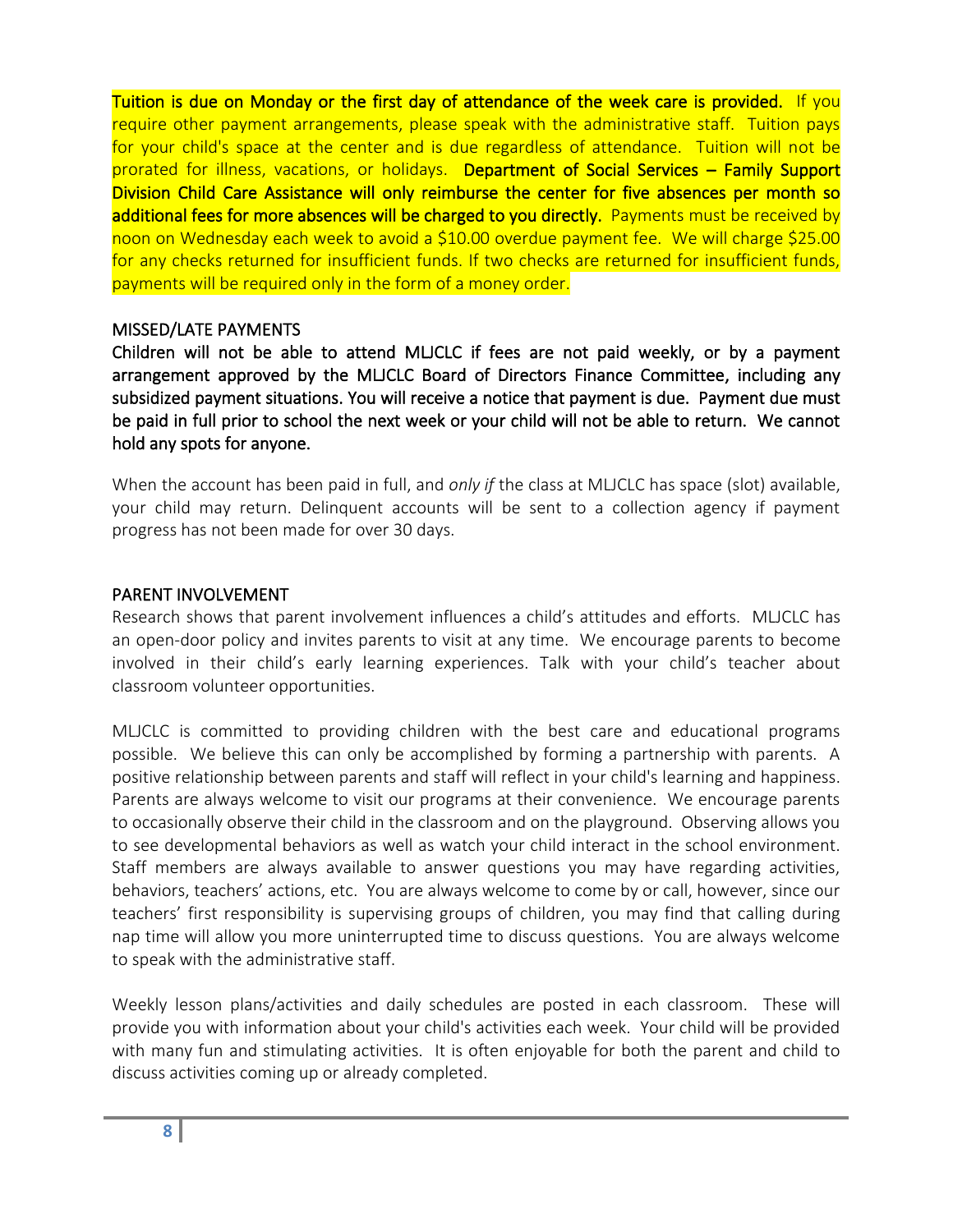**Tuition is due on Monday or the first day of attendance of the week care is provided.** If you require other payment arrangements, please speak with the administrative staff. Tuition pays for your child's space at the center and is due regardless of attendance. Tuition will not be prorated for illness, vacations, or holidays. **Department of Social Services – Family Support Division Child Care Assistance will only reimburse the center for five absences per month so additional fees for more absences will be charged to you directly.** Payments must be received by noon on Wednesday each week to avoid a $10.00 overdue payment fee. We will charge $25.00 for any checks returned for insufficient funds. If two checks are returned for insufficient funds, payments will be required only in the form of a money order.

## MISSED/LATE PAYMENTS

**Children will not be able to attend MLJCLC if fees are not paid weekly, or by a payment arrangement approved by the MLJCLC Board of Directors Finance Committee, including any subsidized payment situations. You will receive a notice that payment is due. Payment due must be paid in full prior to school the next week or your child will not be able to return. We cannot hold any spots for anyone.**

When the account has been paid in full, and *only if* the class at MLJCLC has space (slot) available, your child may return. Delinquent accounts will be sent to a collection agency if payment progress has not been made for over 30 days.

## PARENT INVOLVEMENT

Research shows that parent involvement influences a child's attitudes and efforts. MLJCLC has an open-door policy and invites parents to visit at any time. We encourage parents to become involved in their child's early learning experiences. Talk with your child's teacher about classroom volunteer opportunities.

MLJCLC is committed to providing children with the best care and educational programs possible. We believe this can only be accomplished by forming a partnership with parents. A positive relationship between parents and staff will reflect in your child's learning and happiness. Parents are always welcome to visit our programs at their convenience. We encourage parents to occasionally observe their child in the classroom and on the playground. Observing allows you to see developmental behaviors as well as watch your child interact in the school environment. Staff members are always available to answer questions you may have regarding activities, behaviors, teachers' actions, etc. You are always welcome to come by or call, however, since our teachers' first responsibility is supervising groups of children, you may find that calling during nap time will allow you more uninterrupted time to discuss questions. You are always welcome to speak with the administrative staff.

Weekly lesson plans/activities and daily schedules are posted in each classroom. These will provide you with information about your child's activities each week. Your child will be provided with many fun and stimulating activities. It is often enjoyable for both the parent and child to discuss activities coming up or already completed.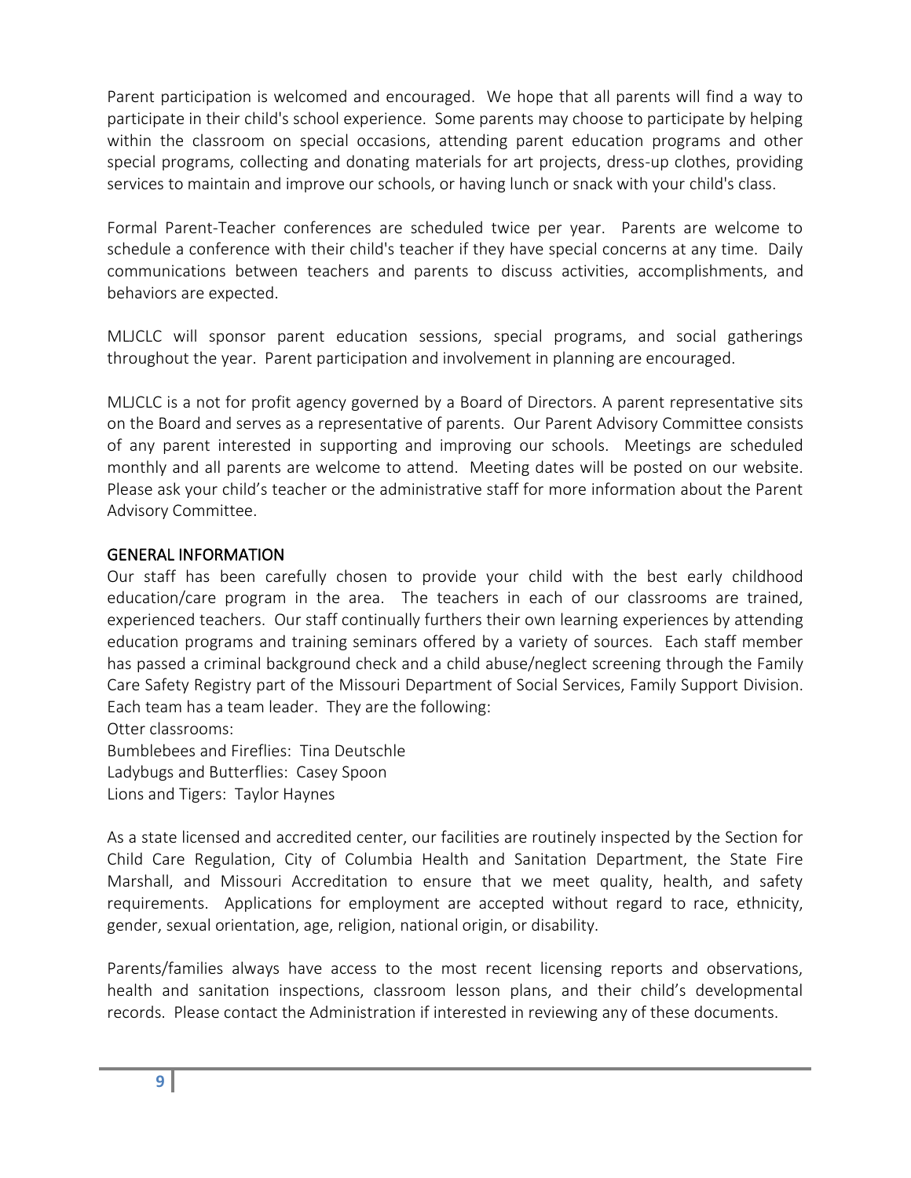Parent participation is welcomed and encouraged. We hope that all parents will find a way to participate in their child's school experience. Some parents may choose to participate by helping within the classroom on special occasions, attending parent education programs and other special programs, collecting and donating materials for art projects, dress-up clothes, providing services to maintain and improve our schools, or having lunch or snack with your child's class.

Formal Parent-Teacher conferences are scheduled twice per year. Parents are welcome to schedule a conference with their child's teacher if they have special concerns at any time. Daily communications between teachers and parents to discuss activities, accomplishments, and behaviors are expected.

MLJCLC will sponsor parent education sessions, special programs, and social gatherings throughout the year. Parent participation and involvement in planning are encouraged.

MLJCLC is a not for profit agency governed by a Board of Directors. A parent representative sits on the Board and serves as a representative of parents. Our Parent Advisory Committee consists of any parent interested in supporting and improving our schools. Meetings are scheduled monthly and all parents are welcome to attend. Meeting dates will be posted on our website. Please ask your child's teacher or the administrative staff for more information about the Parent Advisory Committee.

## GENERAL INFORMATION

Our staff has been carefully chosen to provide your child with the best early childhood education/care program in the area. The teachers in each of our classrooms are trained, experienced teachers. Our staff continually furthers their own learning experiences by attending education programs and training seminars offered by a variety of sources. Each staff member has passed a criminal background check and a child abuse/neglect screening through the Family Care Safety Registry part of the Missouri Department of Social Services, Family Support Division. Each team has a team leader. They are the following:

Otter classrooms:
Bumblebees and Fireflies: Tina Deutschle
Ladybugs and Butterflies: Casey Spoon
Lions and Tigers: Taylor Haynes

As a state licensed and accredited center, our facilities are routinely inspected by the Section for Child Care Regulation, City of Columbia Health and Sanitation Department, the State Fire Marshall, and Missouri Accreditation to ensure that we meet quality, health, and safety requirements. Applications for employment are accepted without regard to race, ethnicity, gender, sexual orientation, age, religion, national origin, or disability.

Parents/families always have access to the most recent licensing reports and observations, health and sanitation inspections, classroom lesson plans, and their child's developmental records. Please contact the Administration if interested in reviewing any of these documents.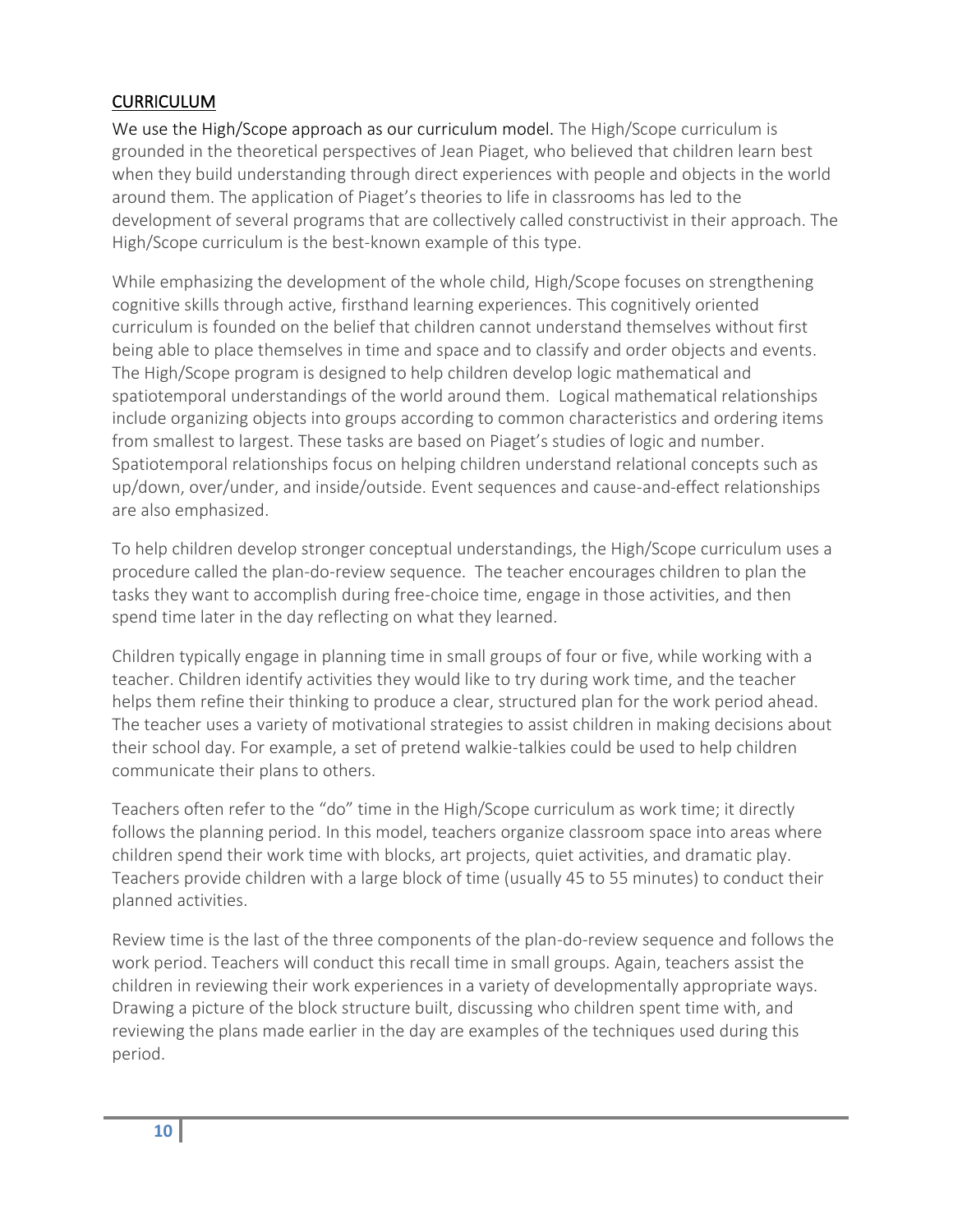## CURRICULUM

We use the High/Scope approach as our curriculum model. The High/Scope curriculum is grounded in the theoretical perspectives of Jean Piaget, who believed that children learn best when they build understanding through direct experiences with people and objects in the world around them. The application of Piaget's theories to life in classrooms has led to the development of several programs that are collectively called constructivist in their approach. The High/Scope curriculum is the best-known example of this type.

While emphasizing the development of the whole child, High/Scope focuses on strengthening cognitive skills through active, firsthand learning experiences. This cognitively oriented curriculum is founded on the belief that children cannot understand themselves without first being able to place themselves in time and space and to classify and order objects and events. The High/Scope program is designed to help children develop logic mathematical and spatiotemporal understandings of the world around them. Logical mathematical relationships include organizing objects into groups according to common characteristics and ordering items from smallest to largest. These tasks are based on Piaget's studies of logic and number. Spatiotemporal relationships focus on helping children understand relational concepts such as up/down, over/under, and inside/outside. Event sequences and cause-and-effect relationships are also emphasized.

To help children develop stronger conceptual understandings, the High/Scope curriculum uses a procedure called the plan-do-review sequence. The teacher encourages children to plan the tasks they want to accomplish during free-choice time, engage in those activities, and then spend time later in the day reflecting on what they learned.

Children typically engage in planning time in small groups of four or five, while working with a teacher. Children identify activities they would like to try during work time, and the teacher helps them refine their thinking to produce a clear, structured plan for the work period ahead. The teacher uses a variety of motivational strategies to assist children in making decisions about their school day. For example, a set of pretend walkie-talkies could be used to help children communicate their plans to others.

Teachers often refer to the "do" time in the High/Scope curriculum as work time; it directly follows the planning period. In this model, teachers organize classroom space into areas where children spend their work time with blocks, art projects, quiet activities, and dramatic play. Teachers provide children with a large block of time (usually 45 to 55 minutes) to conduct their planned activities.

Review time is the last of the three components of the plan-do-review sequence and follows the work period. Teachers will conduct this recall time in small groups. Again, teachers assist the children in reviewing their work experiences in a variety of developmentally appropriate ways. Drawing a picture of the block structure built, discussing who children spent time with, and reviewing the plans made earlier in the day are examples of the techniques used during this period.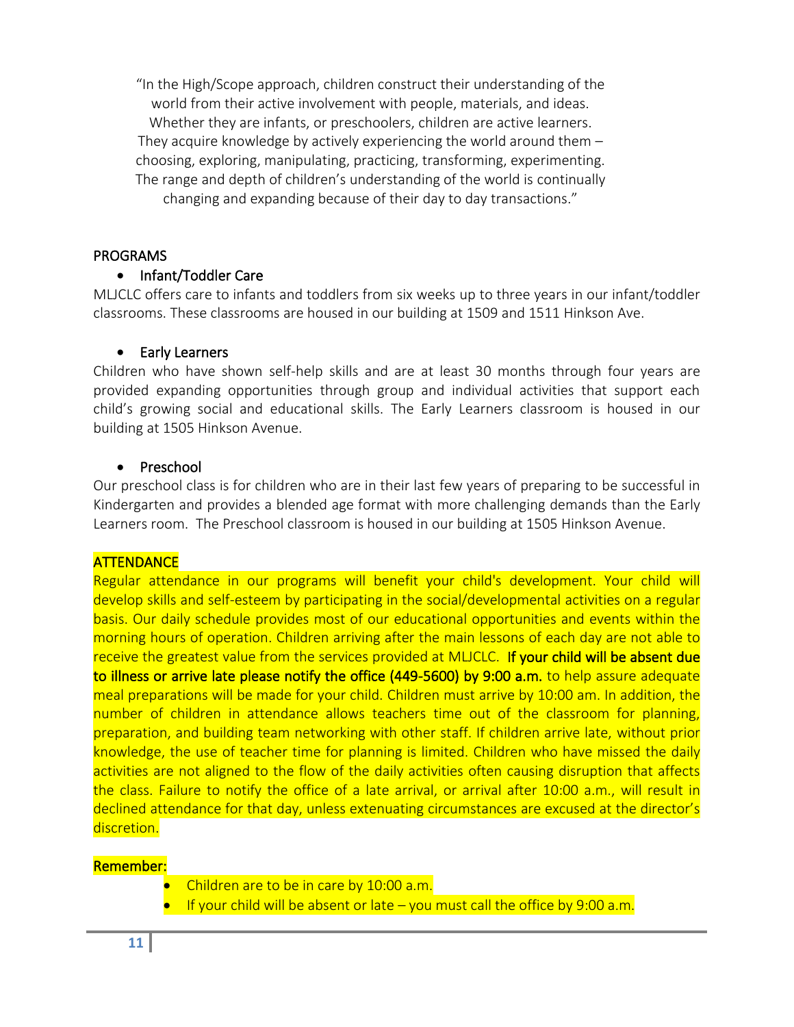"In the High/Scope approach, children construct their understanding of the world from their active involvement with people, materials, and ideas. Whether they are infants, or preschoolers, children are active learners. They acquire knowledge by actively experiencing the world around them – choosing, exploring, manipulating, practicing, transforming, experimenting. The range and depth of children's understanding of the world is continually changing and expanding because of their day to day transactions."

## PROGRAMS

- Infant/Toddler Care

MLJCLC offers care to infants and toddlers from six weeks up to three years in our infant/toddler classrooms. These classrooms are housed in our building at 1509 and 1511 Hinkson Ave.

- Early Learners

Children who have shown self-help skills and are at least 30 months through four years are provided expanding opportunities through group and individual activities that support each child's growing social and educational skills. The Early Learners classroom is housed in our building at 1505 Hinkson Avenue.

- Preschool

Our preschool class is for children who are in their last few years of preparing to be successful in Kindergarten and provides a blended age format with more challenging demands than the Early Learners room. The Preschool classroom is housed in our building at 1505 Hinkson Avenue.

## ATTENDANCE

Regular attendance in our programs will benefit your child's development. Your child will develop skills and self-esteem by participating in the social/developmental activities on a regular basis. Our daily schedule provides most of our educational opportunities and events within the morning hours of operation. Children arriving after the main lessons of each day are not able to receive the greatest value from the services provided at MLJCLC. **If your child will be absent due to illness or arrive late please notify the office (449-5600) by 9:00 a.m.** to help assure adequate meal preparations will be made for your child. Children must arrive by 10:00 am. In addition, the number of children in attendance allows teachers time out of the classroom for planning, preparation, and building team networking with other staff. If children arrive late, without prior knowledge, the use of teacher time for planning is limited. Children who have missed the daily activities are not aligned to the flow of the daily activities often causing disruption that affects the class. Failure to notify the office of a late arrival, or arrival after 10:00 a.m., will result in declined attendance for that day, unless extenuating circumstances are excused at the director's discretion.

Remember:

- Children are to be in care by 10:00 a.m.
- If your child will be absent or late – you must call the office by 9:00 a.m.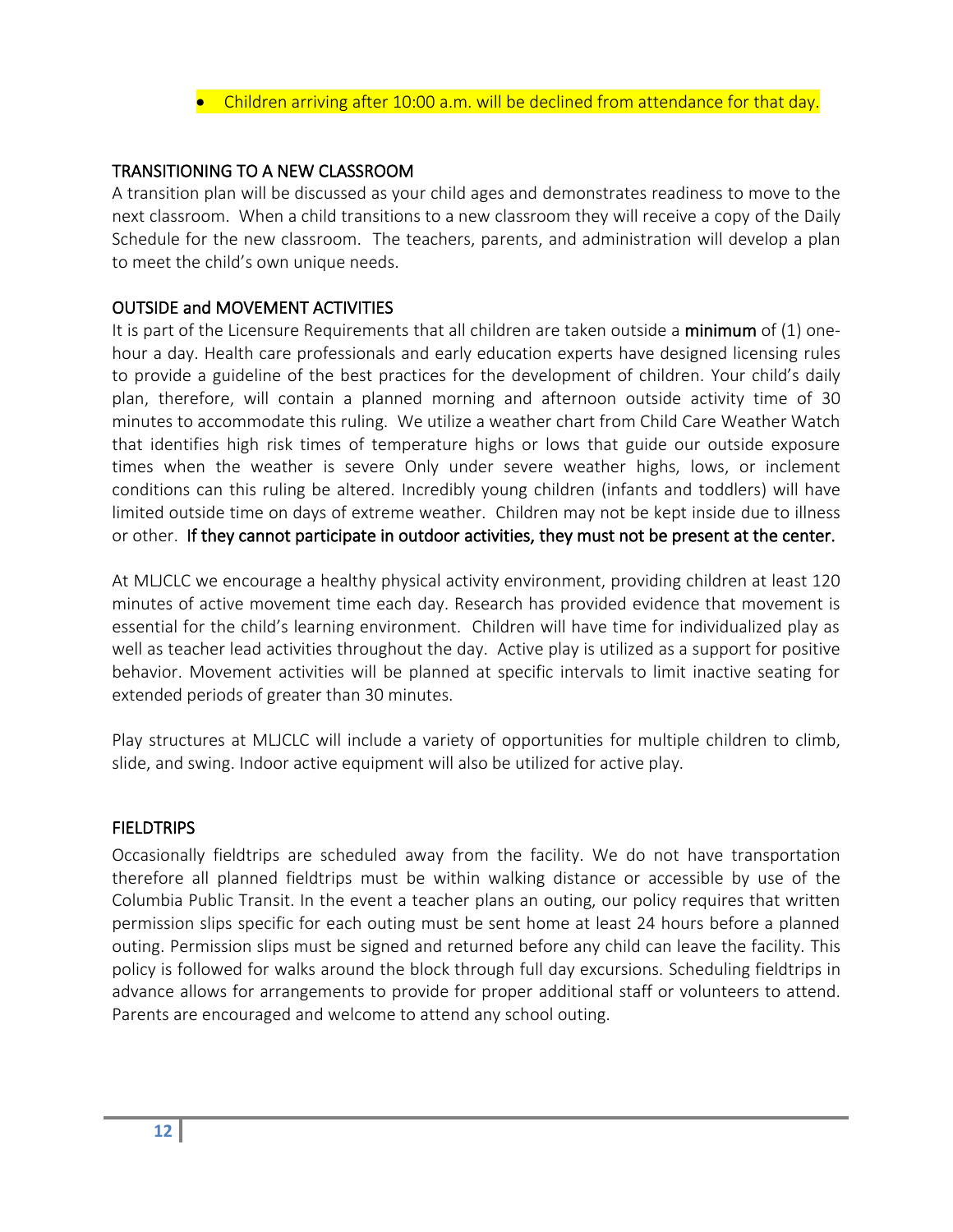- Children arriving after 10:00 a.m. will be declined from attendance for that day.

## TRANSITIONING TO A NEW CLASSROOM

A transition plan will be discussed as your child ages and demonstrates readiness to move to the next classroom. When a child transitions to a new classroom they will receive a copy of the Daily Schedule for the new classroom. The teachers, parents, and administration will develop a plan to meet the child's own unique needs.

## OUTSIDE and MOVEMENT ACTIVITIES

It is part of the Licensure Requirements that all children are taken outside a **minimum** of (1) one-hour a day. Health care professionals and early education experts have designed licensing rules to provide a guideline of the best practices for the development of children. Your child's daily plan, therefore, will contain a planned morning and afternoon outside activity time of 30 minutes to accommodate this ruling. We utilize a weather chart from Child Care Weather Watch that identifies high risk times of temperature highs or lows that guide our outside exposure times when the weather is severe Only under severe weather highs, lows, or inclement conditions can this ruling be altered. Incredibly young children (infants and toddlers) will have limited outside time on days of extreme weather. Children may not be kept inside due to illness or other. **If they cannot participate in outdoor activities, they must not be present at the center.**

At MLJCLC we encourage a healthy physical activity environment, providing children at least 120 minutes of active movement time each day. Research has provided evidence that movement is essential for the child's learning environment. Children will have time for individualized play as well as teacher lead activities throughout the day. Active play is utilized as a support for positive behavior. Movement activities will be planned at specific intervals to limit inactive seating for extended periods of greater than 30 minutes.

Play structures at MLJCLC will include a variety of opportunities for multiple children to climb, slide, and swing. Indoor active equipment will also be utilized for active play.

## FIELDTRIPS

Occasionally fieldtrips are scheduled away from the facility. We do not have transportation therefore all planned fieldtrips must be within walking distance or accessible by use of the Columbia Public Transit. In the event a teacher plans an outing, our policy requires that written permission slips specific for each outing must be sent home at least 24 hours before a planned outing. Permission slips must be signed and returned before any child can leave the facility. This policy is followed for walks around the block through full day excursions. Scheduling fieldtrips in advance allows for arrangements to provide for proper additional staff or volunteers to attend. Parents are encouraged and welcome to attend any school outing.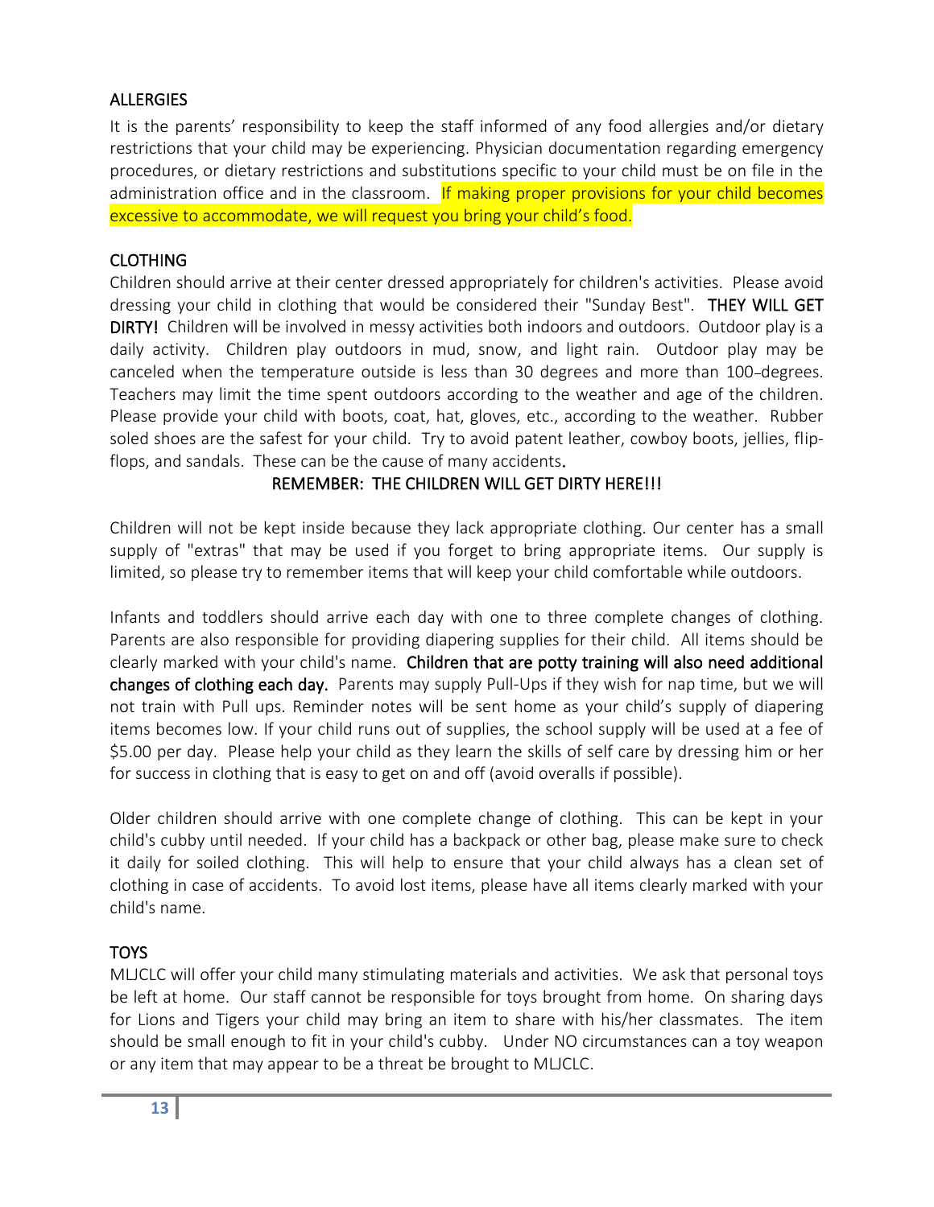## ALLERGIES

It is the parents' responsibility to keep the staff informed of any food allergies and/or dietary restrictions that your child may be experiencing. Physician documentation regarding emergency procedures, or dietary restrictions and substitutions specific to your child must be on file in the administration office and in the classroom. If making proper provisions for your child becomes excessive to accommodate, we will request you bring your child's food.

## CLOTHING

Children should arrive at their center dressed appropriately for children's activities. Please avoid dressing your child in clothing that would be considered their "Sunday Best". **THEY WILL GET DIRTY!** Children will be involved in messy activities both indoors and outdoors. Outdoor play is a daily activity. Children play outdoors in mud, snow, and light rain. Outdoor play may be canceled when the temperature outside is less than 30 degrees and more than 100 degrees. Teachers may limit the time spent outdoors according to the weather and age of the children. Please provide your child with boots, coat, hat, gloves, etc., according to the weather. Rubber soled shoes are the safest for your child. Try to avoid patent leather, cowboy boots, jellies, flip-flops, and sandals. These can be the cause of many accidents.

REMEMBER: THE CHILDREN WILL GET DIRTY HERE!!!

Children will not be kept inside because they lack appropriate clothing. Our center has a small supply of "extras" that may be used if you forget to bring appropriate items. Our supply is limited, so please try to remember items that will keep your child comfortable while outdoors.

Infants and toddlers should arrive each day with one to three complete changes of clothing. Parents are also responsible for providing diapering supplies for their child. All items should be clearly marked with your child's name. **Children that are potty training will also need additional changes of clothing each day.** Parents may supply Pull-Ups if they wish for nap time, but we will not train with Pull ups. Reminder notes will be sent home as your child's supply of diapering items becomes low. If your child runs out of supplies, the school supply will be used at a fee of $5.00 per day. Please help your child as they learn the skills of self care by dressing him or her for success in clothing that is easy to get on and off (avoid overalls if possible).

Older children should arrive with one complete change of clothing. This can be kept in your child's cubby until needed. If your child has a backpack or other bag, please make sure to check it daily for soiled clothing. This will help to ensure that your child always has a clean set of clothing in case of accidents. To avoid lost items, please have all items clearly marked with your child's name.

## TOYS

MLJCLC will offer your child many stimulating materials and activities. We ask that personal toys be left at home. Our staff cannot be responsible for toys brought from home. On sharing days for Lions and Tigers your child may bring an item to share with his/her classmates. The item should be small enough to fit in your child's cubby. Under NO circumstances can a toy weapon or any item that may appear to be a threat be brought to MLJCLC.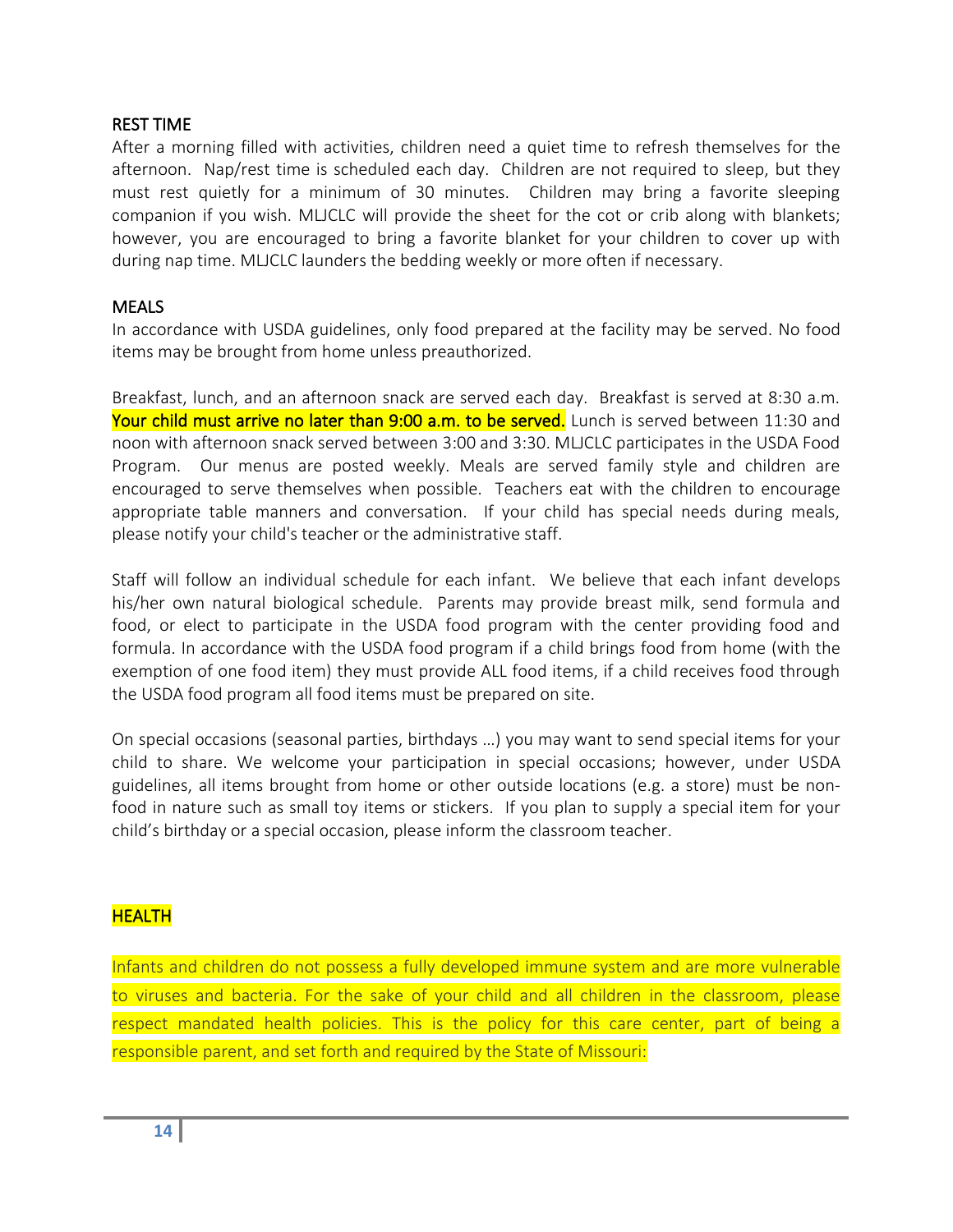## REST TIME

After a morning filled with activities, children need a quiet time to refresh themselves for the afternoon. Nap/rest time is scheduled each day. Children are not required to sleep, but they must rest quietly for a minimum of 30 minutes. Children may bring a favorite sleeping companion if you wish. MLJCLC will provide the sheet for the cot or crib along with blankets; however, you are encouraged to bring a favorite blanket for your children to cover up with during nap time. MLJCLC launders the bedding weekly or more often if necessary.

## MEALS

In accordance with USDA guidelines, only food prepared at the facility may be served. No food items may be brought from home unless preauthorized.

Breakfast, lunch, and an afternoon snack are served each day. Breakfast is served at 8:30 a.m. **Your child must arrive no later than 9:00 a.m. to be served.** Lunch is served between 11:30 and noon with afternoon snack served between 3:00 and 3:30. MLJCLC participates in the USDA Food Program. Our menus are posted weekly. Meals are served family style and children are encouraged to serve themselves when possible. Teachers eat with the children to encourage appropriate table manners and conversation. If your child has special needs during meals, please notify your child's teacher or the administrative staff.

Staff will follow an individual schedule for each infant. We believe that each infant develops his/her own natural biological schedule. Parents may provide breast milk, send formula and food, or elect to participate in the USDA food program with the center providing food and formula. In accordance with the USDA food program if a child brings food from home (with the exemption of one food item) they must provide ALL food items, if a child receives food through the USDA food program all food items must be prepared on site.

On special occasions (seasonal parties, birthdays …) you may want to send special items for your child to share. We welcome your participation in special occasions; however, under USDA guidelines, all items brought from home or other outside locations (e.g. a store) must be non-food in nature such as small toy items or stickers. If you plan to supply a special item for your child's birthday or a special occasion, please inform the classroom teacher.

## HEALTH

Infants and children do not possess a fully developed immune system and are more vulnerable to viruses and bacteria. For the sake of your child and all children in the classroom, please respect mandated health policies. This is the policy for this care center, part of being a responsible parent, and set forth and required by the State of Missouri: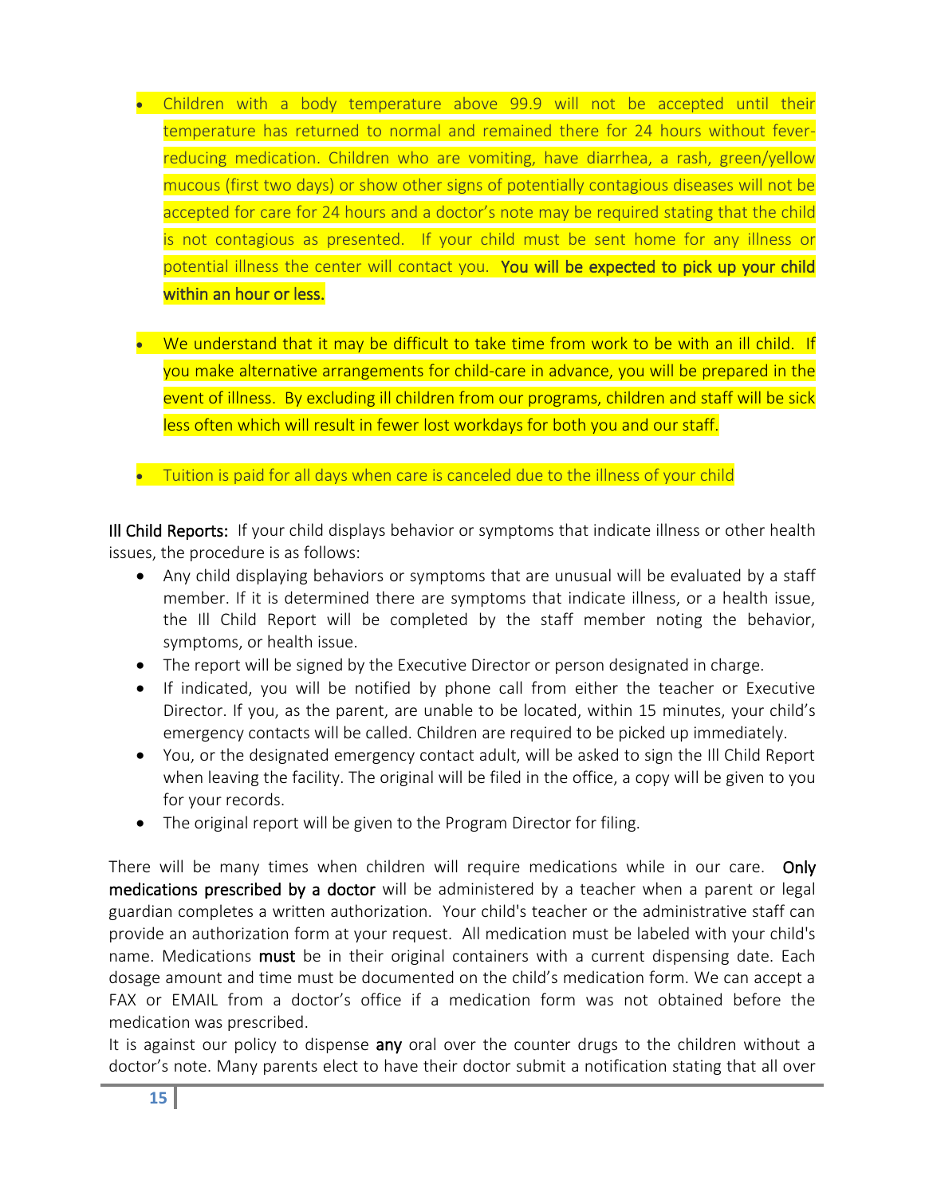- Children with a body temperature above 99.9 will not be accepted until their temperature has returned to normal and remained there for 24 hours without fever-reducing medication. Children who are vomiting, have diarrhea, a rash, green/yellow mucous (first two days) or show other signs of potentially contagious diseases will not be accepted for care for 24 hours and a doctor's note may be required stating that the child is not contagious as presented. If your child must be sent home for any illness or potential illness the center will contact you. **You will be expected to pick up your child within an hour or less.**

- We understand that it may be difficult to take time from work to be with an ill child. If you make alternative arrangements for child-care in advance, you will be prepared in the event of illness. By excluding ill children from our programs, children and staff will be sick less often which will result in fewer lost workdays for both you and our staff.

- Tuition is paid for all days when care is canceled due to the illness of your child

**Ill Child Reports:** If your child displays behavior or symptoms that indicate illness or other health issues, the procedure is as follows:

- Any child displaying behaviors or symptoms that are unusual will be evaluated by a staff member. If it is determined there are symptoms that indicate illness, or a health issue, the Ill Child Report will be completed by the staff member noting the behavior, symptoms, or health issue.
- The report will be signed by the Executive Director or person designated in charge.
- If indicated, you will be notified by phone call from either the teacher or Executive Director. If you, as the parent, are unable to be located, within 15 minutes, your child's emergency contacts will be called. Children are required to be picked up immediately.
- You, or the designated emergency contact adult, will be asked to sign the Ill Child Report when leaving the facility. The original will be filed in the office, a copy will be given to you for your records.
- The original report will be given to the Program Director for filing.

There will be many times when children will require medications while in our care. **Only medications prescribed by a doctor** will be administered by a teacher when a parent or legal guardian completes a written authorization. Your child's teacher or the administrative staff can provide an authorization form at your request. All medication must be labeled with your child's name. Medications **must** be in their original containers with a current dispensing date. Each dosage amount and time must be documented on the child's medication form. We can accept a FAX or EMAIL from a doctor's office if a medication form was not obtained before the medication was prescribed.

It is against our policy to dispense **any** oral over the counter drugs to the children without a doctor's note. Many parents elect to have their doctor submit a notification stating that all over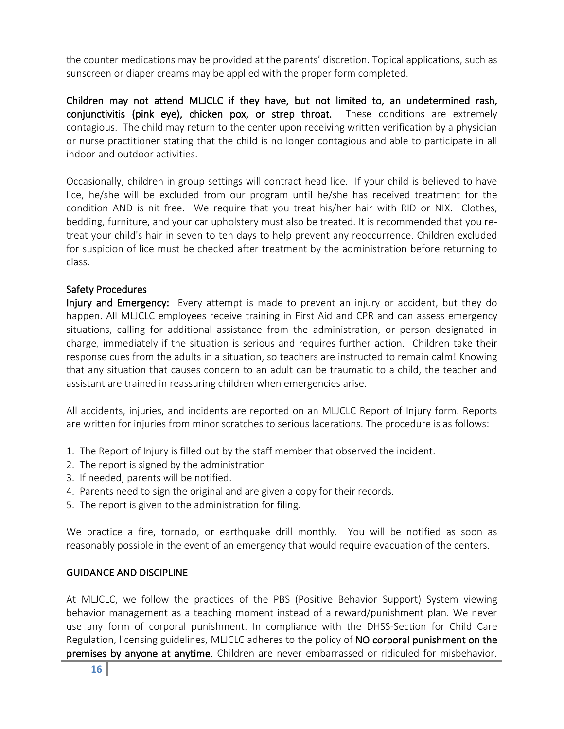the counter medications may be provided at the parents' discretion. Topical applications, such as sunscreen or diaper creams may be applied with the proper form completed.

**Children may not attend MLJCLC if they have, but not limited to, an undetermined rash, conjunctivitis (pink eye), chicken pox, or strep throat.** These conditions are extremely contagious. The child may return to the center upon receiving written verification by a physician or nurse practitioner stating that the child is no longer contagious and able to participate in all indoor and outdoor activities.

Occasionally, children in group settings will contract head lice. If your child is believed to have lice, he/she will be excluded from our program until he/she has received treatment for the condition AND is nit free. We require that you treat his/her hair with RID or NIX. Clothes, bedding, furniture, and your car upholstery must also be treated. It is recommended that you re-treat your child's hair in seven to ten days to help prevent any reoccurrence. Children excluded for suspicion of lice must be checked after treatment by the administration before returning to class.

## Safety Procedures

**Injury and Emergency:** Every attempt is made to prevent an injury or accident, but they do happen. All MLJCLC employees receive training in First Aid and CPR and can assess emergency situations, calling for additional assistance from the administration, or person designated in charge, immediately if the situation is serious and requires further action. Children take their response cues from the adults in a situation, so teachers are instructed to remain calm! Knowing that any situation that causes concern to an adult can be traumatic to a child, the teacher and assistant are trained in reassuring children when emergencies arise.

All accidents, injuries, and incidents are reported on an MLJCLC Report of Injury form. Reports are written for injuries from minor scratches to serious lacerations. The procedure is as follows:

1. The Report of Injury is filled out by the staff member that observed the incident.
2. The report is signed by the administration
3. If needed, parents will be notified.
4. Parents need to sign the original and are given a copy for their records.
5. The report is given to the administration for filing.

We practice a fire, tornado, or earthquake drill monthly. You will be notified as soon as reasonably possible in the event of an emergency that would require evacuation of the centers.

## GUIDANCE AND DISCIPLINE

At MLJCLC, we follow the practices of the PBS (Positive Behavior Support) System viewing behavior management as a teaching moment instead of a reward/punishment plan. We never use any form of corporal punishment. In compliance with the DHSS-Section for Child Care Regulation, licensing guidelines, MLJCLC adheres to the policy of **NO corporal punishment on the premises by anyone at anytime.** Children are never embarrassed or ridiculed for misbehavior.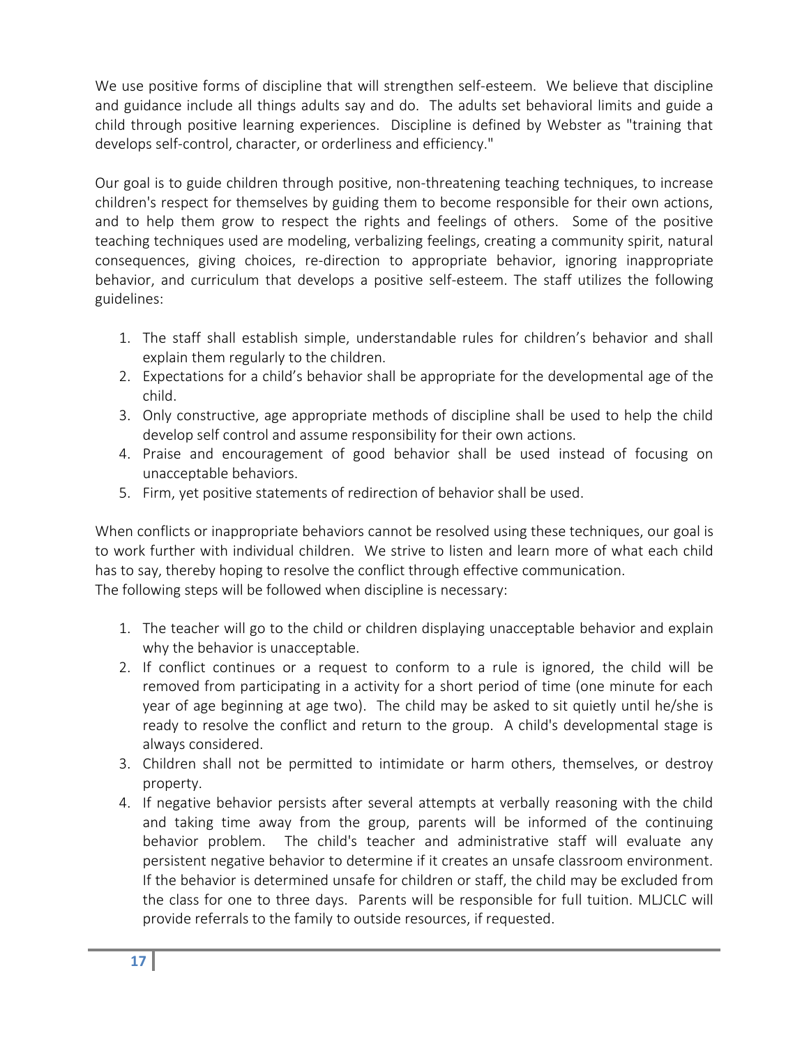We use positive forms of discipline that will strengthen self-esteem. We believe that discipline and guidance include all things adults say and do. The adults set behavioral limits and guide a child through positive learning experiences. Discipline is defined by Webster as "training that develops self-control, character, or orderliness and efficiency."

Our goal is to guide children through positive, non-threatening teaching techniques, to increase children's respect for themselves by guiding them to become responsible for their own actions, and to help them grow to respect the rights and feelings of others. Some of the positive teaching techniques used are modeling, verbalizing feelings, creating a community spirit, natural consequences, giving choices, re-direction to appropriate behavior, ignoring inappropriate behavior, and curriculum that develops a positive self-esteem. The staff utilizes the following guidelines:

1. The staff shall establish simple, understandable rules for children's behavior and shall explain them regularly to the children.
2. Expectations for a child's behavior shall be appropriate for the developmental age of the child.
3. Only constructive, age appropriate methods of discipline shall be used to help the child develop self control and assume responsibility for their own actions.
4. Praise and encouragement of good behavior shall be used instead of focusing on unacceptable behaviors.
5. Firm, yet positive statements of redirection of behavior shall be used.

When conflicts or inappropriate behaviors cannot be resolved using these techniques, our goal is to work further with individual children. We strive to listen and learn more of what each child has to say, thereby hoping to resolve the conflict through effective communication.
The following steps will be followed when discipline is necessary:

1. The teacher will go to the child or children displaying unacceptable behavior and explain why the behavior is unacceptable.
2. If conflict continues or a request to conform to a rule is ignored, the child will be removed from participating in a activity for a short period of time (one minute for each year of age beginning at age two). The child may be asked to sit quietly until he/she is ready to resolve the conflict and return to the group. A child's developmental stage is always considered.
3. Children shall not be permitted to intimidate or harm others, themselves, or destroy property.
4. If negative behavior persists after several attempts at verbally reasoning with the child and taking time away from the group, parents will be informed of the continuing behavior problem. The child's teacher and administrative staff will evaluate any persistent negative behavior to determine if it creates an unsafe classroom environment. If the behavior is determined unsafe for children or staff, the child may be excluded from the class for one to three days. Parents will be responsible for full tuition. MLJCLC will provide referrals to the family to outside resources, if requested.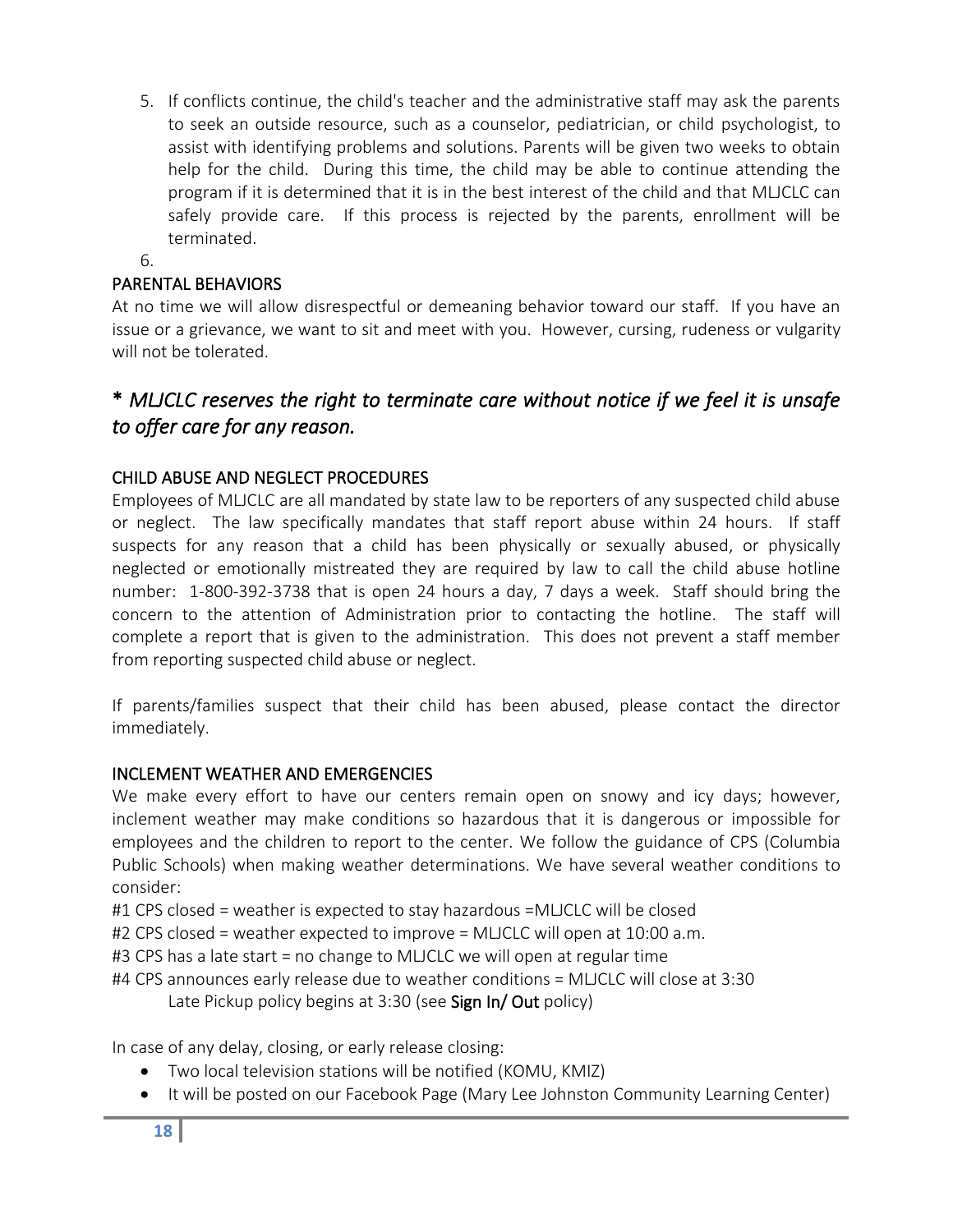5. If conflicts continue, the child's teacher and the administrative staff may ask the parents to seek an outside resource, such as a counselor, pediatrician, or child psychologist, to assist with identifying problems and solutions. Parents will be given two weeks to obtain help for the child. During this time, the child may be able to continue attending the program if it is determined that it is in the best interest of the child and that MLJCLC can safely provide care. If this process is rejected by the parents, enrollment will be terminated.
6.

### PARENTAL BEHAVIORS

At no time we will allow disrespectful or demeaning behavior toward our staff. If you have an issue or a grievance, we want to sit and meet with you. However, cursing, rudeness or vulgarity will not be tolerated.

## *\* MLJCLC reserves the right to terminate care without notice if we feel it is unsafe to offer care for any reason.*

### CHILD ABUSE AND NEGLECT PROCEDURES

Employees of MLJCLC are all mandated by state law to be reporters of any suspected child abuse or neglect. The law specifically mandates that staff report abuse within 24 hours. If staff suspects for any reason that a child has been physically or sexually abused, or physically neglected or emotionally mistreated they are required by law to call the child abuse hotline number: 1-800-392-3738 that is open 24 hours a day, 7 days a week. Staff should bring the concern to the attention of Administration prior to contacting the hotline. The staff will complete a report that is given to the administration. This does not prevent a staff member from reporting suspected child abuse or neglect.

If parents/families suspect that their child has been abused, please contact the director immediately.

### INCLEMENT WEATHER AND EMERGENCIES

We make every effort to have our centers remain open on snowy and icy days; however, inclement weather may make conditions so hazardous that it is dangerous or impossible for employees and the children to report to the center. We follow the guidance of CPS (Columbia Public Schools) when making weather determinations. We have several weather conditions to consider:

#1 CPS closed = weather is expected to stay hazardous =MLJCLC will be closed
#2 CPS closed = weather expected to improve = MLJCLC will open at 10:00 a.m.
#3 CPS has a late start = no change to MLJCLC we will open at regular time
#4 CPS announces early release due to weather conditions = MLJCLC will close at 3:30
Late Pickup policy begins at 3:30 (see **Sign In/ Out** policy)

In case of any delay, closing, or early release closing:

- Two local television stations will be notified (KOMU, KMIZ)
- It will be posted on our Facebook Page (Mary Lee Johnston Community Learning Center)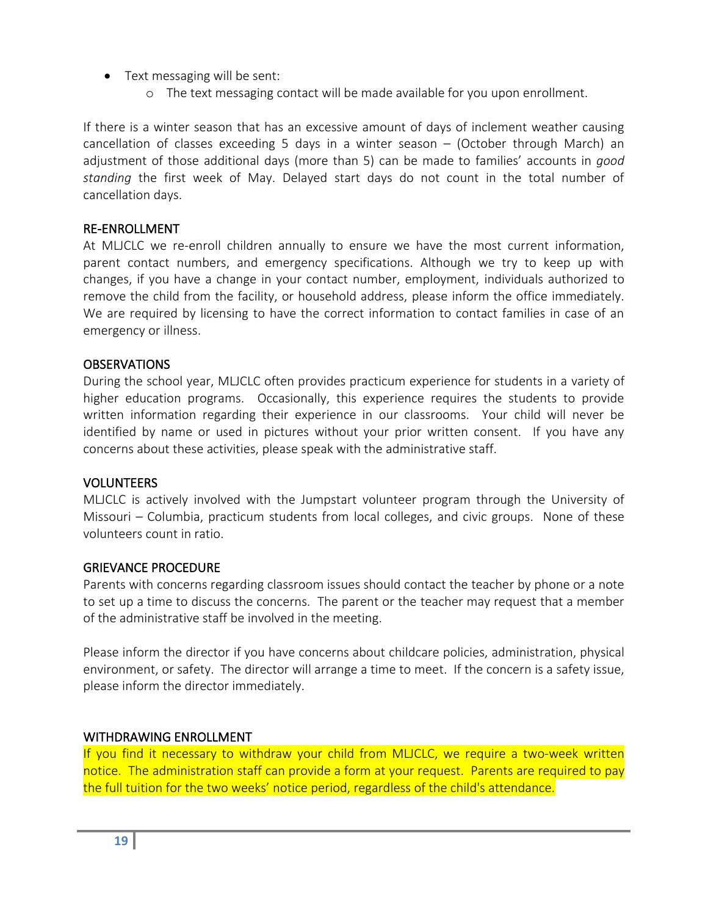- Text messaging will be sent:
  - The text messaging contact will be made available for you upon enrollment.

If there is a winter season that has an excessive amount of days of inclement weather causing cancellation of classes exceeding 5 days in a winter season – (October through March) an adjustment of those additional days (more than 5) can be made to families' accounts in *good standing* the first week of May. Delayed start days do not count in the total number of cancellation days.

## RE-ENROLLMENT

At MLJCLC we re-enroll children annually to ensure we have the most current information, parent contact numbers, and emergency specifications. Although we try to keep up with changes, if you have a change in your contact number, employment, individuals authorized to remove the child from the facility, or household address, please inform the office immediately. We are required by licensing to have the correct information to contact families in case of an emergency or illness.

## OBSERVATIONS

During the school year, MLJCLC often provides practicum experience for students in a variety of higher education programs. Occasionally, this experience requires the students to provide written information regarding their experience in our classrooms. Your child will never be identified by name or used in pictures without your prior written consent. If you have any concerns about these activities, please speak with the administrative staff.

## VOLUNTEERS

MLJCLC is actively involved with the Jumpstart volunteer program through the University of Missouri – Columbia, practicum students from local colleges, and civic groups. None of these volunteers count in ratio.

## GRIEVANCE PROCEDURE

Parents with concerns regarding classroom issues should contact the teacher by phone or a note to set up a time to discuss the concerns. The parent or the teacher may request that a member of the administrative staff be involved in the meeting.

Please inform the director if you have concerns about childcare policies, administration, physical environment, or safety. The director will arrange a time to meet. If the concern is a safety issue, please inform the director immediately.

## WITHDRAWING ENROLLMENT

If you find it necessary to withdraw your child from MLJCLC, we require a two-week written notice. The administration staff can provide a form at your request. Parents are required to pay the full tuition for the two weeks' notice period, regardless of the child's attendance.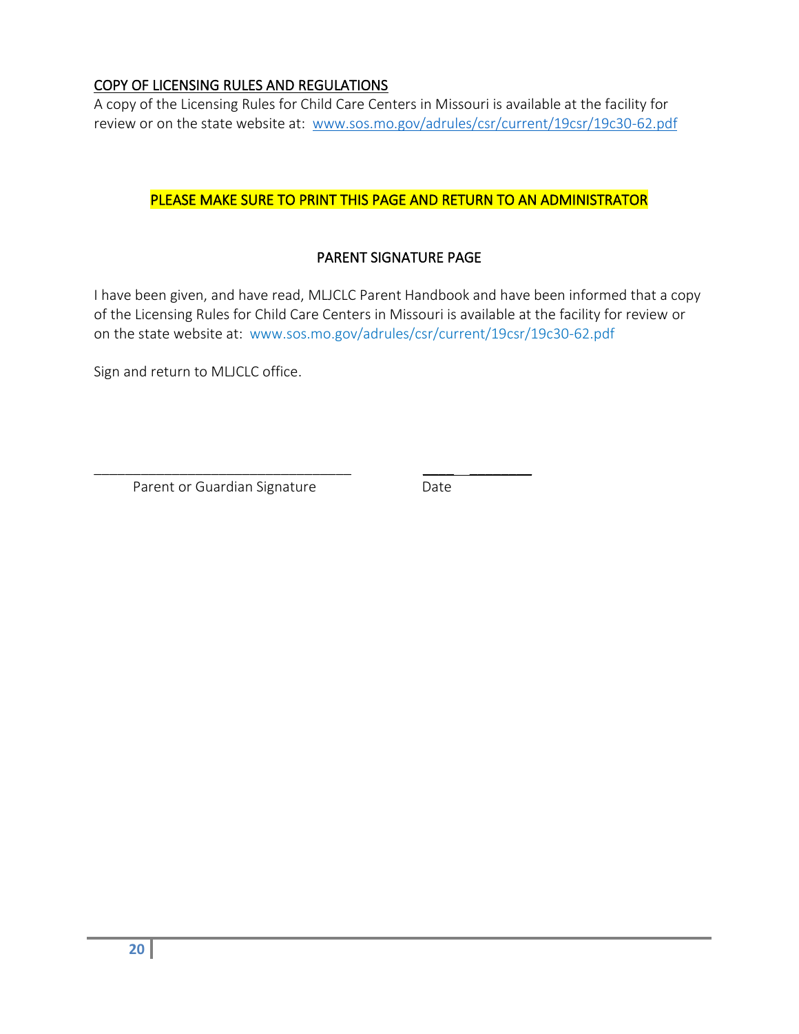## COPY OF LICENSING RULES AND REGULATIONS

A copy of the Licensing Rules for Child Care Centers in Missouri is available at the facility for review or on the state website at: www.sos.mo.gov/adrules/csr/current/19csr/19c30-62.pdf

**PLEASE MAKE SURE TO PRINT THIS PAGE AND RETURN TO AN ADMINISTRATOR**

### PARENT SIGNATURE PAGE

I have been given, and have read, MLJCLC Parent Handbook and have been informed that a copy of the Licensing Rules for Child Care Centers in Missouri is available at the facility for review or on the state website at: www.sos.mo.gov/adrules/csr/current/19csr/19c30-62.pdf

Sign and return to MLJCLC office.

_________________________________ &nbsp;&nbsp;&nbsp;&nbsp;&nbsp;&nbsp;&nbsp;&nbsp; ____________

Parent or Guardian Signature &nbsp;&nbsp;&nbsp;&nbsp;&nbsp;&nbsp;&nbsp;&nbsp;&nbsp;&nbsp;&nbsp;&nbsp; Date